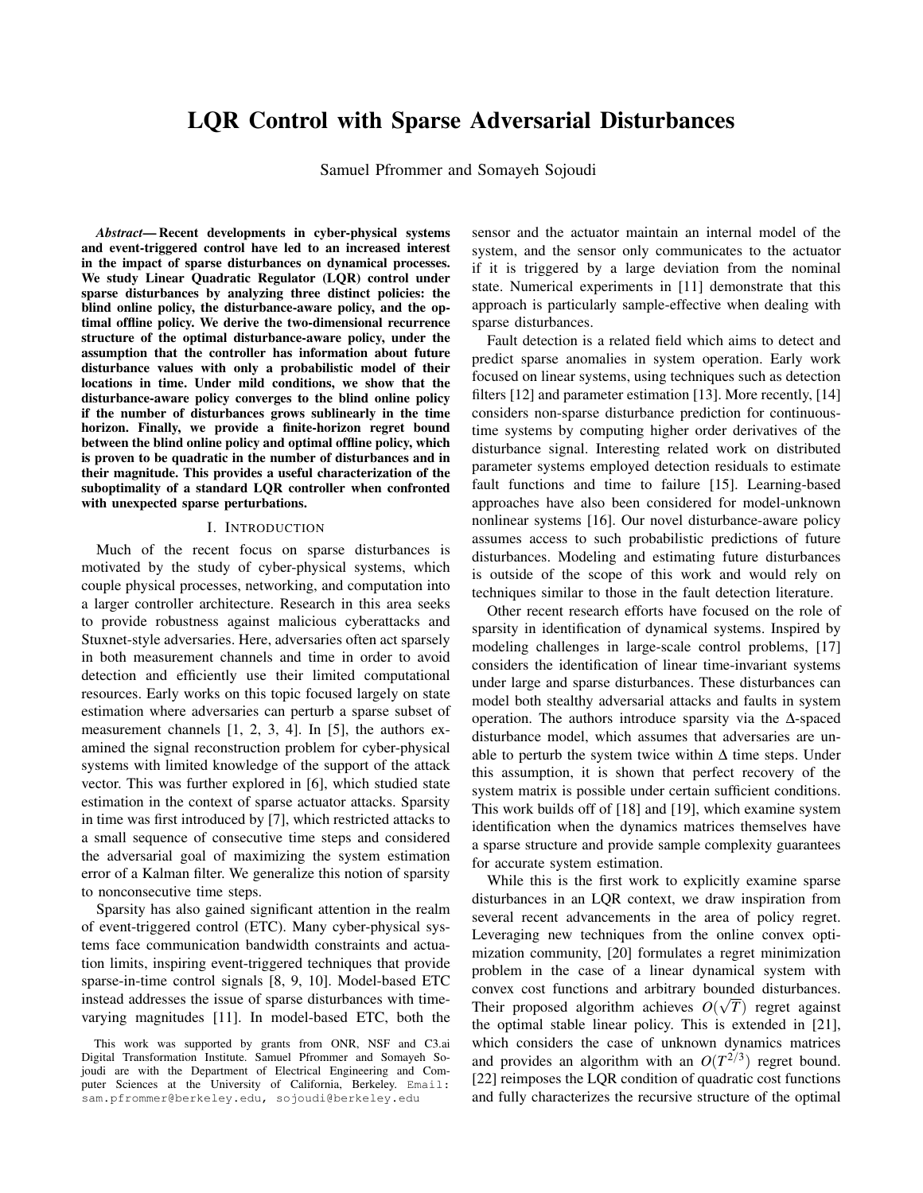# LQR Control with Sparse Adversarial Disturbances

Samuel Pfrommer and Somayeh Sojoudi

***Abstract*— Recent developments in cyber-physical systems and event-triggered control have led to an increased interest in the impact of sparse disturbances on dynamical processes. We study Linear Quadratic Regulator (LQR) control under sparse disturbances by analyzing three distinct policies: the blind online policy, the disturbance-aware policy, and the optimal offline policy. We derive the two-dimensional recurrence structure of the optimal disturbance-aware policy, under the assumption that the controller has information about future disturbance values with only a probabilistic model of their locations in time. Under mild conditions, we show that the disturbance-aware policy converges to the blind online policy if the number of disturbances grows sublinearly in the time horizon. Finally, we provide a finite-horizon regret bound between the blind online policy and optimal offline policy, which is proven to be quadratic in the number of disturbances and in their magnitude. This provides a useful characterization of the suboptimality of a standard LQR controller when confronted with unexpected sparse perturbations.**

## I. Introduction

Much of the recent focus on sparse disturbances is motivated by the study of cyber-physical systems, which couple physical processes, networking, and computation into a larger controller architecture. Research in this area seeks to provide robustness against malicious cyberattacks and Stuxnet-style adversaries. Here, adversaries often act sparsely in both measurement channels and time in order to avoid detection and efficiently use their limited computational resources. Early works on this topic focused largely on state estimation where adversaries can perturb a sparse subset of measurement channels [1, 2, 3, 4]. In [5], the authors examined the signal reconstruction problem for cyber-physical systems with limited knowledge of the support of the attack vector. This was further explored in [6], which studied state estimation in the context of sparse actuator attacks. Sparsity in time was first introduced by [7], which restricted attacks to a small sequence of consecutive time steps and considered the adversarial goal of maximizing the system estimation error of a Kalman filter. We generalize this notion of sparsity to nonconsecutive time steps.

Sparsity has also gained significant attention in the realm of event-triggered control (ETC). Many cyber-physical systems face communication bandwidth constraints and actuation limits, inspiring event-triggered techniques that provide sparse-in-time control signals [8, 9, 10]. Model-based ETC instead addresses the issue of sparse disturbances with time-varying magnitudes [11]. In model-based ETC, both the sensor and the actuator maintain an internal model of the system, and the sensor only communicates to the actuator if it is triggered by a large deviation from the nominal state. Numerical experiments in [11] demonstrate that this approach is particularly sample-effective when dealing with sparse disturbances.

Fault detection is a related field which aims to detect and predict sparse anomalies in system operation. Early work focused on linear systems, using techniques such as detection filters [12] and parameter estimation [13]. More recently, [14] considers non-sparse disturbance prediction for continuous-time systems by computing higher order derivatives of the disturbance signal. Interesting related work on distributed parameter systems employed detection residuals to estimate fault functions and time to failure [15]. Learning-based approaches have also been considered for model-unknown nonlinear systems [16]. Our novel disturbance-aware policy assumes access to such probabilistic predictions of future disturbances. Modeling and estimating future disturbances is outside of the scope of this work and would rely on techniques similar to those in the fault detection literature.

Other recent research efforts have focused on the role of sparsity in identification of dynamical systems. Inspired by modeling challenges in large-scale control problems, [17] considers the identification of linear time-invariant systems under large and sparse disturbances. These disturbances can model both stealthy adversarial attacks and faults in system operation. The authors introduce sparsity via the $\Delta$-spaced disturbance model, which assumes that adversaries are unable to perturb the system twice within $\Delta$ time steps. Under this assumption, it is shown that perfect recovery of the system matrix is possible under certain sufficient conditions. This work builds off of [18] and [19], which examine system identification when the dynamics matrices themselves have a sparse structure and provide sample complexity guarantees for accurate system estimation.

While this is the first work to explicitly examine sparse disturbances in an LQR context, we draw inspiration from several recent advancements in the area of policy regret. Leveraging new techniques from the online convex optimization community, [20] formulates a regret minimization problem in the case of a linear dynamical system with convex cost functions and arbitrary bounded disturbances. Their proposed algorithm achieves $O(\sqrt{T})$ regret against the optimal stable linear policy. This is extended in [21], which considers the case of unknown dynamics matrices and provides an algorithm with an $O(T^{2/3})$ regret bound. [22] reimposes the LQR condition of quadratic cost functions and fully characterizes the recursive structure of the optimal

This work was supported by grants from ONR, NSF and C3.ai Digital Transformation Institute. Samuel Pfrommer and Somayeh Sojoudi are with the Department of Electrical Engineering and Computer Sciences at the University of California, Berkeley. Email: sam.pfrommer@berkeley.edu, sojoudi@berkeley.edu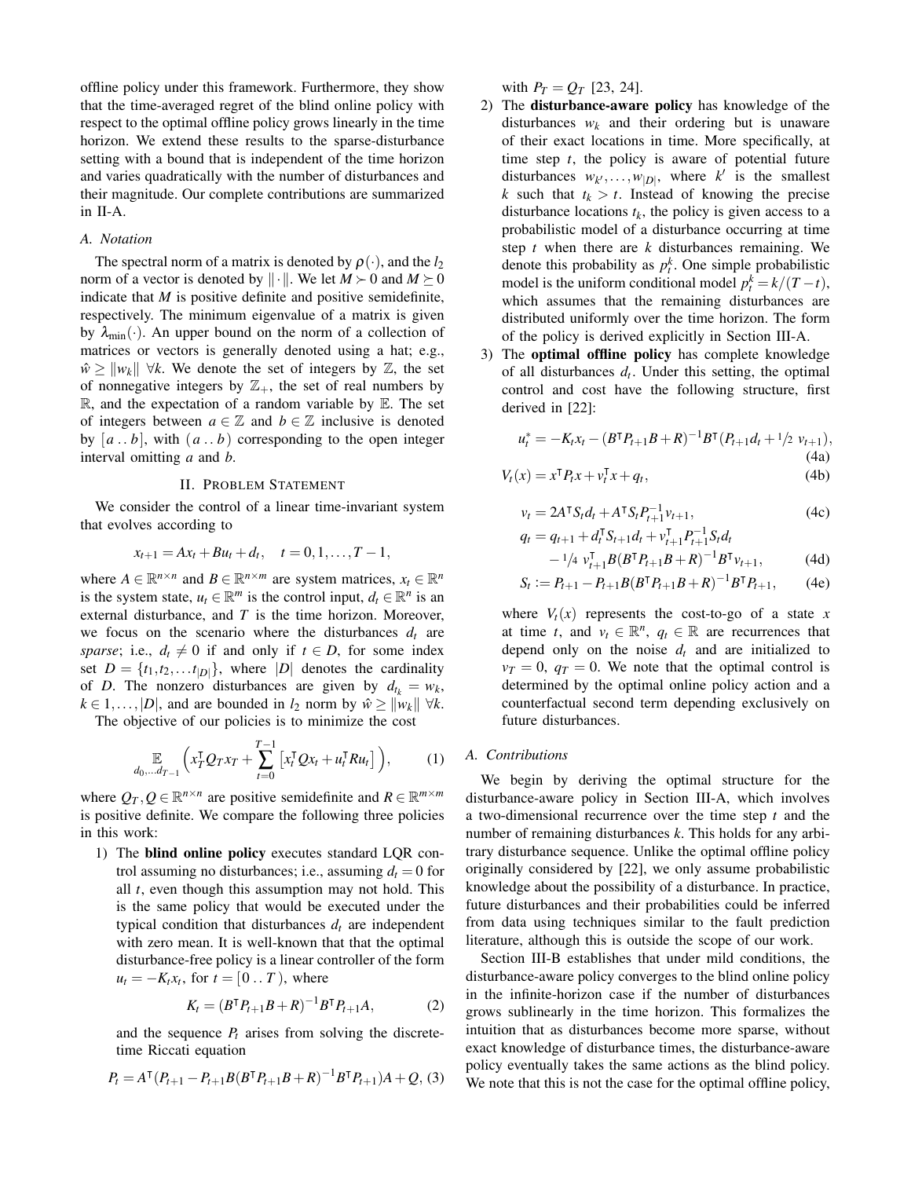offline policy under this framework. Furthermore, they show that the time-averaged regret of the blind online policy with respect to the optimal offline policy grows linearly in the time horizon. We extend these results to the sparse-disturbance setting with a bound that is independent of the time horizon and varies quadratically with the number of disturbances and their magnitude. Our complete contributions are summarized in II-A.

### A. Notation

The spectral norm of a matrix is denoted by $\rho(\cdot)$, and the $l_2$ norm of a vector is denoted by $\|\cdot\|$. We let $M \succ 0$ and $M \succeq 0$ indicate that $M$ is positive definite and positive semidefinite, respectively. The minimum eigenvalue of a matrix is given by $\lambda_{\min}(\cdot)$. An upper bound on the norm of a collection of matrices or vectors is generally denoted using a hat; e.g., $\hat{w} \geq \|w_k\| \ \forall k$. We denote the set of integers by $\mathbb{Z}$, the set of nonnegative integers by $\mathbb{Z}_+$, the set of real numbers by $\mathbb{R}$, and the expectation of a random variable by $\mathbb{E}$. The set of integers between $a \in \mathbb{Z}$ and $b \in \mathbb{Z}$ inclusive is denoted by $[\, a \,..\, b \,]$, with $(\, a \,..\, b \,)$ corresponding to the open integer interval omitting $a$ and $b$.

## II. Problem Statement

We consider the control of a linear time-invariant system that evolves according to

$$x_{t+1} = Ax_t + Bu_t + d_t, \quad t = 0, 1, \ldots, T-1,$$

where $A \in \mathbb{R}^{n \times n}$ and $B \in \mathbb{R}^{n \times m}$ are system matrices, $x_t \in \mathbb{R}^n$ is the system state, $u_t \in \mathbb{R}^m$ is the control input, $d_t \in \mathbb{R}^n$ is an external disturbance, and $T$ is the time horizon. Moreover, we focus on the scenario where the disturbances $d_t$ are *sparse*; i.e., $d_t \neq 0$ if and only if $t \in D$, for some index set $D = \{t_1, t_2, \ldots t_{|D|}\}$, where $|D|$ denotes the cardinality of $D$. The nonzero disturbances are given by $d_{t_k} = w_k$, $k \in 1, \ldots, |D|$, and are bounded in $l_2$ norm by $\hat{w} \geq \|w_k\| \ \forall k$.

The objective of our policies is to minimize the cost

$$\mathop{\mathbb{E}}_{d_0, \ldots d_{T-1}} \Big( x_T^\mathsf{T} Q_T x_T + \sum_{t=0}^{T-1} \left[ x_t^\mathsf{T} Q x_t + u_t^\mathsf{T} R u_t \right] \Big), \tag{1}$$

where $Q_T, Q \in \mathbb{R}^{n \times n}$ are positive semidefinite and $R \in \mathbb{R}^{m \times m}$ is positive definite. We compare the following three policies in this work:

1) The **blind online policy** executes standard LQR control assuming no disturbances; i.e., assuming $d_t = 0$ for all $t$, even though this assumption may not hold. This is the same policy that would be executed under the typical condition that disturbances $d_t$ are independent with zero mean. It is well-known that that the optimal disturbance-free policy is a linear controller of the form $u_t = -K_t x_t$, for $t = [\, 0 \,..\, T \,)$, where

$$K_t = (B^\mathsf{T} P_{t+1} B + R)^{-1} B^\mathsf{T} P_{t+1} A, \tag{2}$$

and the sequence $P_t$ arises from solving the discrete-time Riccati equation

$$P_t = A^\mathsf{T} (P_{t+1} - P_{t+1} B (B^\mathsf{T} P_{t+1} B + R)^{-1} B^\mathsf{T} P_{t+1}) A + Q, \tag{3}$$

with $P_T = Q_T$ [23, 24].

2) The **disturbance-aware policy** has knowledge of the disturbances $w_k$ and their ordering but is unaware of their exact locations in time. More specifically, at time step $t$, the policy is aware of optimal future disturbances $w_{k'}, \ldots, w_{|D|}$, where $k'$ is the smallest $k$ such that $t_k > t$. Instead of knowing the precise disturbance locations $t_k$, the policy is given access to a probabilistic model of a disturbance occurring at time step $t$ when there are $k$ disturbances remaining. We denote this probability as $p_t^k$. One simple probabilistic model is the uniform conditional model $p_t^k = k/(T-t)$, which assumes that the remaining disturbances are distributed uniformly over the time horizon. The form of the policy is derived explicitly in Section III-A.

3) The **optimal offline policy** has complete knowledge of all disturbances $d_t$. Under this setting, the optimal control and cost have the following structure, first derived in [22]:

$$u_t^* = -K_t x_t - (B^\mathsf{T} P_{t+1} B + R)^{-1} B^\mathsf{T} (P_{t+1} d_t + {}^1\!/\!_2 \ v_{t+1}), \tag{4a}$$

$$V_t(x) = x^\mathsf{T} P_t x + v_t^\mathsf{T} x + q_t, \tag{4b}$$

$$v_t = 2A^\mathsf{T} S_t d_t + A^\mathsf{T} S_t P_{t+1}^{-1} v_{t+1}, \tag{4c}$$

$$q_t = q_{t+1} + d_t^\mathsf{T} S_{t+1} d_t + v_{t+1}^\mathsf{T} P_{t+1}^{-1} S_t d_t - {}^1\!/\!_4 \ v_{t+1}^\mathsf{T} B (B^\mathsf{T} P_{t+1} B + R)^{-1} B^\mathsf{T} v_{t+1}, \tag{4d}$$

$$S_t := P_{t+1} - P_{t+1} B (B^\mathsf{T} P_{t+1} B + R)^{-1} B^\mathsf{T} P_{t+1}, \tag{4e}$$

where $V_t(x)$ represents the cost-to-go of a state $x$ at time $t$, and $v_t \in \mathbb{R}^n$, $q_t \in \mathbb{R}$ are recurrences that depend only on the noise $d_t$ and are initialized to $v_T = 0$, $q_T = 0$. We note that the optimal control is determined by the optimal online policy action and a counterfactual second term depending exclusively on future disturbances.

### A. Contributions

We begin by deriving the optimal structure for the disturbance-aware policy in Section III-A, which involves a two-dimensional recurrence over the time step $t$ and the number of remaining disturbances $k$. This holds for any arbitrary disturbance sequence. Unlike the optimal offline policy originally considered by [22], we only assume probabilistic knowledge about the possibility of a disturbance. In practice, future disturbances and their probabilities could be inferred from data using techniques similar to the fault prediction literature, although this is outside the scope of our work.

Section III-B establishes that under mild conditions, the disturbance-aware policy converges to the blind online policy in the infinite-horizon case if the number of disturbances grows sublinearly in the time horizon. This formalizes the intuition that as disturbances become more sparse, without exact knowledge of disturbance times, the disturbance-aware policy eventually takes the same actions as the blind policy. We note that this is not the case for the optimal offline policy,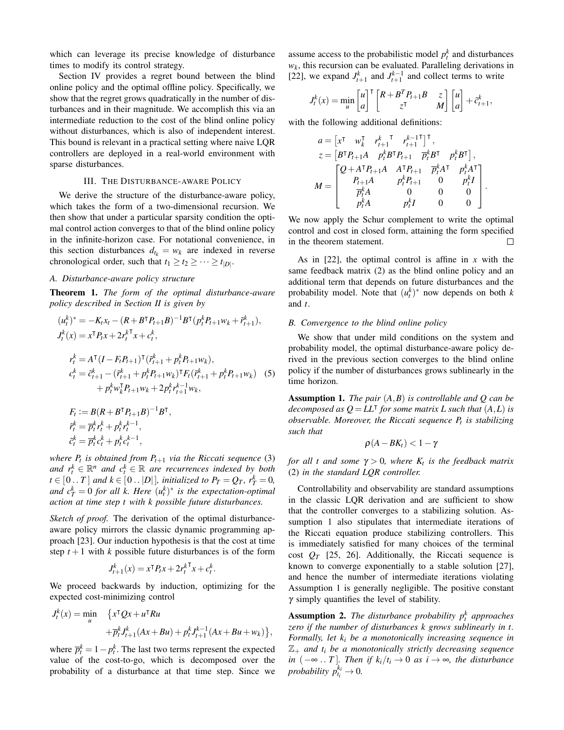which can leverage its precise knowledge of disturbance times to modify its control strategy.

Section IV provides a regret bound between the blind online policy and the optimal offline policy. Specifically, we show that the regret grows quadratically in the number of disturbances and in their magnitude. We accomplish this via an intermediate reduction to the cost of the blind online policy without disturbances, which is also of independent interest. This bound is relevant in a practical setting where naive LQR controllers are deployed in a real-world environment with sparse disturbances.

## III. The Disturbance-aware Policy

We derive the structure of the disturbance-aware policy, which takes the form of a two-dimensional recursion. We then show that under a particular sparsity condition the optimal control action converges to that of the blind online policy in the infinite-horizon case. For notational convenience, in this section disturbances $d_{t_k} = w_k$ are indexed in reverse chronological order, such that $t_1 \geq t_2 \geq \cdots \geq t_{|D|}$.

### A. Disturbance-aware policy structure

**Theorem 1.** *The form of the optimal disturbance-aware policy described in Section II is given by*

$$
\begin{aligned}
(u_t^k)^* &= -K_t x_t - (R + B^\intercal P_{t+1} B)^{-1} B^\intercal (p_t^k P_{t+1} w_k + \tilde{r}_{t+1}^k), \\
J_t^k(x) &= x^\intercal P_t x + 2 r_t^{k\intercal} x + c_t^k,
\end{aligned}
$$

$$
\begin{aligned}
r_t^k &= A^\intercal (I - F_t P_{t+1})^\intercal (\tilde{r}_{t+1}^k + p_t^k P_{t+1} w_k), \\
c_t^k &= \tilde{c}_{t+1}^k - (\tilde{r}_{t+1}^k + p_t^k P_{t+1} w_k)^\intercal F_t (\tilde{r}_{t+1}^k + p_t^k P_{t+1} w_k) \\
&\quad + p_t^k w_k^\intercal P_{t+1} w_k + 2 p_t^k r_{t+1}^{k-1} w_k,
\end{aligned} \tag{5}
$$

$$
\begin{aligned}
F_t &:= B(R + B^\intercal P_{t+1} B)^{-1} B^\intercal, \\
\tilde{r}_t^k &= \overline{p}_t^k r_t^k + p_t^k r_t^{k-1}, \\
\tilde{c}_t^k &= \overline{p}_t^k c_t^k + p_t^k c_t^{k-1},
\end{aligned}
$$

*where $P_t$ is obtained from $P_{t+1}$ via the Riccati sequence* (3) *and $r_t^k \in \mathbb{R}^n$ and $c_t^k \in \mathbb{R}$ are recurrences indexed by both $t \in [0\,..\,T]$ and $k \in [0\,..\,|D|]$, initialized to $P_T = Q_T$, $r_T^k = 0$, and $c_T^k = 0$ for all $k$. Here $(u_t^k)^*$ is the expectation-optimal action at time step $t$ with $k$ possible future disturbances.*

*Sketch of proof.* The derivation of the optimal disturbance-aware policy mirrors the classic dynamic programming approach [23]. Our induction hypothesis is that the cost at time step $t+1$ with $k$ possible future disturbances is of the form

$$
J_{t+1}^k(x) = x^\intercal P_t x + 2 r_t^{k\intercal} x + c_t^k.
$$

We proceed backwards by induction, optimizing for the expected cost-minimizing control

$$
\begin{aligned}
J_t^k(x) = \min_u \quad & \big\{ x^\intercal Q x + u^\intercal R u \\
& + \overline{p}_t^k J_{t+1}^k (Ax + Bu) + p_t^k J_{t+1}^{k-1} (Ax + Bu + w_k) \big\},
\end{aligned}
$$

where $\overline{p}_t^k = 1 - p_t^k$. The last two terms represent the expected value of the cost-to-go, which is decomposed over the probability of a disturbance at that time step. Since we assume access to the probabilistic model $p_t^k$ and disturbances $w_k$, this recursion can be evaluated. Paralleling derivations in [22], we expand $J_{t+1}^k$ and $J_{t+1}^{k-1}$ and collect terms to write

$$
J_t^k(x) = \min_u \begin{bmatrix} u \\ a \end{bmatrix}^\intercal \begin{bmatrix} R + B^T P_{t+1} B & z \\ z^\intercal & M \end{bmatrix} \begin{bmatrix} u \\ a \end{bmatrix} + \tilde{c}_{t+1}^k,
$$

with the following additional definitions:

$$
\begin{aligned}
a &= \begin{bmatrix} x^\intercal & w_k^\intercal & r_{t+1}^{k\,\intercal} & r_{t+1}^{k-1\intercal} \end{bmatrix}^\intercal, \\
z &= \begin{bmatrix} B^\intercal P_{t+1} A & p_t^k B^\intercal P_{t+1} & \overline{p}_t^k B^\intercal & p_t^k B^\intercal \end{bmatrix}, \\
M &= \begin{bmatrix} Q + A^\intercal P_{t+1} A & A^\intercal P_{t+1} & \overline{p}_t^k A^\intercal & p_t^k A^\intercal \\ P_{t+1} A & p_t^k P_{t+1} & 0 & p_t^k I \\ \overline{p}_t^k A & 0 & 0 & 0 \\ p_t^k A & p_t^k I & 0 & 0 \end{bmatrix}.
\end{aligned}
$$

We now apply the Schur complement to write the optimal control and cost in closed form, attaining the form specified in the theorem statement. $\square$

As in [22], the optimal control is affine in $x$ with the same feedback matrix (2) as the blind online policy and an additional term that depends on future disturbances and the probability model. Note that $(u_t^k)^*$ now depends on both $k$ and $t$.

### B. Convergence to the blind online policy

We show that under mild conditions on the system and probability model, the optimal disturbance-aware policy derived in the previous section converges to the blind online policy if the number of disturbances grows sublinearly in the time horizon.

**Assumption 1.** *The pair $(A, B)$ is controllable and $Q$ can be decomposed as $Q = LL^\intercal$ for some matrix $L$ such that $(A, L)$ is observable. Moreover, the Riccati sequence $P_t$ is stabilizing such that*

$$
\rho(A - BK_t) < 1 - \gamma
$$

*for all $t$ and some $\gamma > 0$, where $K_t$ is the feedback matrix* (2) *in the standard LQR controller.*

Controllability and observability are standard assumptions in the classic LQR derivation and are sufficient to show that the controller converges to a stabilizing solution. Assumption 1 also stipulates that intermediate iterations of the Riccati equation produce stabilizing controllers. This is immediately satisfied for many choices of the terminal cost $Q_T$ [25, 26]. Additionally, the Riccati sequence is known to converge exponentially to a stable solution [27], and hence the number of intermediate iterations violating Assumption 1 is generally negligible. The positive constant $\gamma$ simply quantifies the level of stability.

**Assumption 2.** *The disturbance probability $p_t^k$ approaches zero if the number of disturbances $k$ grows sublinearly in $t$. Formally, let $k_i$ be a monotonically increasing sequence in $\mathbb{Z}_+$ and $t_i$ be a monotonically strictly decreasing sequence in $(-\infty\,..\,T]$. Then if $k_i/t_i \to 0$ as $i \to \infty$, the disturbance probability $p_{t_i}^{k_i} \to 0$.*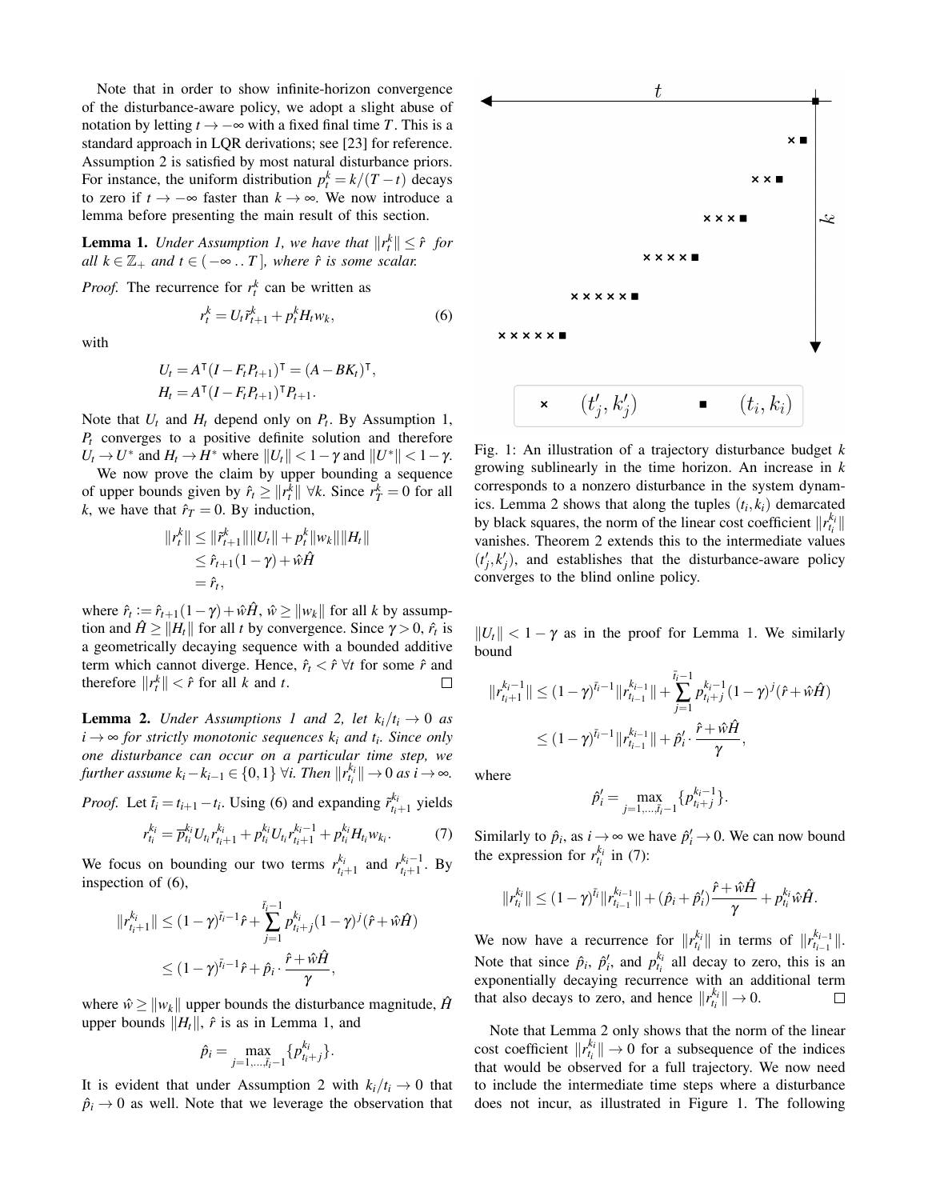Note that in order to show infinite-horizon convergence of the disturbance-aware policy, we adopt a slight abuse of notation by letting $t \to -\infty$ with a fixed final time $T$. This is a standard approach in LQR derivations; see [23] for reference. Assumption 2 is satisfied by most natural disturbance priors. For instance, the uniform distribution $p_t^k = k/(T-t)$ decays to zero if $t \to -\infty$ faster than $k \to \infty$. We now introduce a lemma before presenting the main result of this section.

**Lemma 1.** *Under Assumption 1, we have that $\|r_t^k\| \le \hat{r}$ for all $k \in \mathbb{Z}_+$ and $t \in (-\infty \,..\, T]$, where $\hat{r}$ is some scalar.*

*Proof.* The recurrence for $r_t^k$ can be written as

$$r_t^k = U_t \tilde{r}_{t+1}^k + p_t^k H_t w_k, \tag{6}$$

with

$$U_t = A^\intercal (I - F_t P_{t+1})^\intercal = (A - BK_t)^\intercal,$$
$$H_t = A^\intercal (I - F_t P_{t+1})^\intercal P_{t+1}.$$

Note that $U_t$ and $H_t$ depend only on $P_t$. By Assumption 1, $P_t$ converges to a positive definite solution and therefore $U_t \to U^*$ and $H_t \to H^*$ where $\|U_t\| < 1-\gamma$ and $\|U^*\| < 1-\gamma$.

We now prove the claim by upper bounding a sequence of upper bounds given by $\hat{r}_t \ge \|r_t^k\| \;\forall k$. Since $r_T^k = 0$ for all $k$, we have that $\hat{r}_T = 0$. By induction,

$$\begin{aligned}
\|r_t^k\| &\le \|\tilde{r}_{t+1}^k\| \|U_t\| + p_t^k \|w_k\| \|H_t\| \\
&\le \hat{r}_{t+1}(1-\gamma) + \hat{w}\hat{H} \\
&= \hat{r}_t,
\end{aligned}$$

where $\hat{r}_t := \hat{r}_{t+1}(1-\gamma) + \hat{w}\hat{H}$, $\hat{w} \ge \|w_k\|$ for all $k$ by assumption and $\hat{H} \ge \|H_t\|$ for all $t$ by convergence. Since $\gamma > 0$, $\hat{r}_t$ is a geometrically decaying sequence with a bounded additive term which cannot diverge. Hence, $\hat{r}_t < \hat{r} \;\forall t$ for some $\hat{r}$ and therefore $\|r_t^k\| < \hat{r}$ for all $k$ and $t$. $\square$

**Lemma 2.** *Under Assumptions 1 and 2, let $k_i/t_i \to 0$ as $i \to \infty$ for strictly monotonic sequences $k_i$ and $t_i$. Since only one disturbance can occur on a particular time step, we further assume $k_i - k_{i-1} \in \{0,1\} \;\forall i$. Then $\|r_{t_i}^{k_i}\| \to 0$ as $i \to \infty$.*

*Proof.* Let $\bar{t}_i = t_{i+1} - t_i$. Using (6) and expanding $\tilde{r}_{t_i+1}^{k_i}$ yields

$$r_{t_i}^{k_i} = \overline{p}_{t_i}^{k_i} U_{t_i} r_{t_i+1}^{k_i} + p_{t_i}^{k_i} U_{t_i} r_{t_i+1}^{k_i-1} + p_{t_i}^{k_i} H_{t_i} w_{k_i}. \tag{7}$$

We focus on bounding our two terms $r_{t_i+1}^{k_i}$ and $r_{t_i+1}^{k_i-1}$. By inspection of (6),

$$\begin{aligned}
\|r_{t_i+1}^{k_i}\| &\le (1-\gamma)^{\bar{t}_i-1}\hat{r} + \sum_{j=1}^{\bar{t}_i-1} p_{t_i+j}^{k_i}(1-\gamma)^j(\hat{r} + \hat{w}\hat{H}) \\
&\le (1-\gamma)^{\bar{t}_i-1}\hat{r} + \hat{p}_i \cdot \frac{\hat{r} + \hat{w}\hat{H}}{\gamma},
\end{aligned}$$

where $\hat{w} \ge \|w_k\|$ upper bounds the disturbance magnitude, $\hat{H}$ upper bounds $\|H_t\|$, $\hat{r}$ is as in Lemma 1, and

$$\hat{p}_i = \max_{j=1,\ldots,\bar{t}_i-1}\{p_{t_i+j}^{k_i}\}.$$

It is evident that under Assumption 2 with $k_i/t_i \to 0$ that $\hat{p}_i \to 0$ as well. Note that we leverage the observation that $\|U_t\| < 1-\gamma$ as in the proof for Lemma 1. We similarly bound

$$\begin{aligned}
\|r_{t_i+1}^{k_i-1}\| &\le (1-\gamma)^{\bar{t}_i-1}\|r_{t_{i-1}}^{k_{i-1}}\| + \sum_{j=1}^{\bar{t}_i-1} p_{t_i+j}^{k_i-1}(1-\gamma)^j(\hat{r} + \hat{w}\hat{H}) \\
&\le (1-\gamma)^{\bar{t}_i-1}\|r_{t_{i-1}}^{k_{i-1}}\| + \hat{p}_i' \cdot \frac{\hat{r} + \hat{w}\hat{H}}{\gamma},
\end{aligned}$$

where

$$\hat{p}_i' = \max_{j=1,\ldots,\bar{t}_i-1}\{p_{t_i+j}^{k_i-1}\}.$$

Similarly to $\hat{p}_i$, as $i \to \infty$ we have $\hat{p}_i' \to 0$. We can now bound the expression for $r_{t_i}^{k_i}$ in (7):

$$\|r_{t_i}^{k_i}\| \le (1-\gamma)^{\bar{t}_i}\|r_{t_{i-1}}^{k_{i-1}}\| + (\hat{p}_i + \hat{p}_i')\frac{\hat{r} + \hat{w}\hat{H}}{\gamma} + p_{t_i}^{k_i}\hat{w}\hat{H}.$$

We now have a recurrence for $\|r_{t_i}^{k_i}\|$ in terms of $\|r_{t_{i-1}}^{k_{i-1}}\|$. Note that since $\hat{p}_i$, $\hat{p}_i'$, and $p_{t_i}^{k_i}$ all decay to zero, this is an exponentially decaying recurrence with an additional term that also decays to zero, and hence $\|r_{t_i}^{k_i}\| \to 0$. $\square$

Fig. 1: An illustration of a trajectory disturbance budget $k$ growing sublinearly in the time horizon. An increase in $k$ corresponds to a nonzero disturbance in the system dynamics. Lemma 2 shows that along the tuples $(t_i, k_i)$ demarcated by black squares, the norm of the linear cost coefficient $\|r_{t_i}^{k_i}\|$ vanishes. Theorem 2 extends this to the intermediate values $(t_j', k_j')$, and establishes that the disturbance-aware policy converges to the blind online policy.

Note that Lemma 2 only shows that the norm of the linear cost coefficient $\|r_{t_i}^{k_i}\| \to 0$ for a subsequence of the indices that would be observed for a full trajectory. We now need to include the intermediate time steps where a disturbance does not incur, as illustrated in Figure 1. The following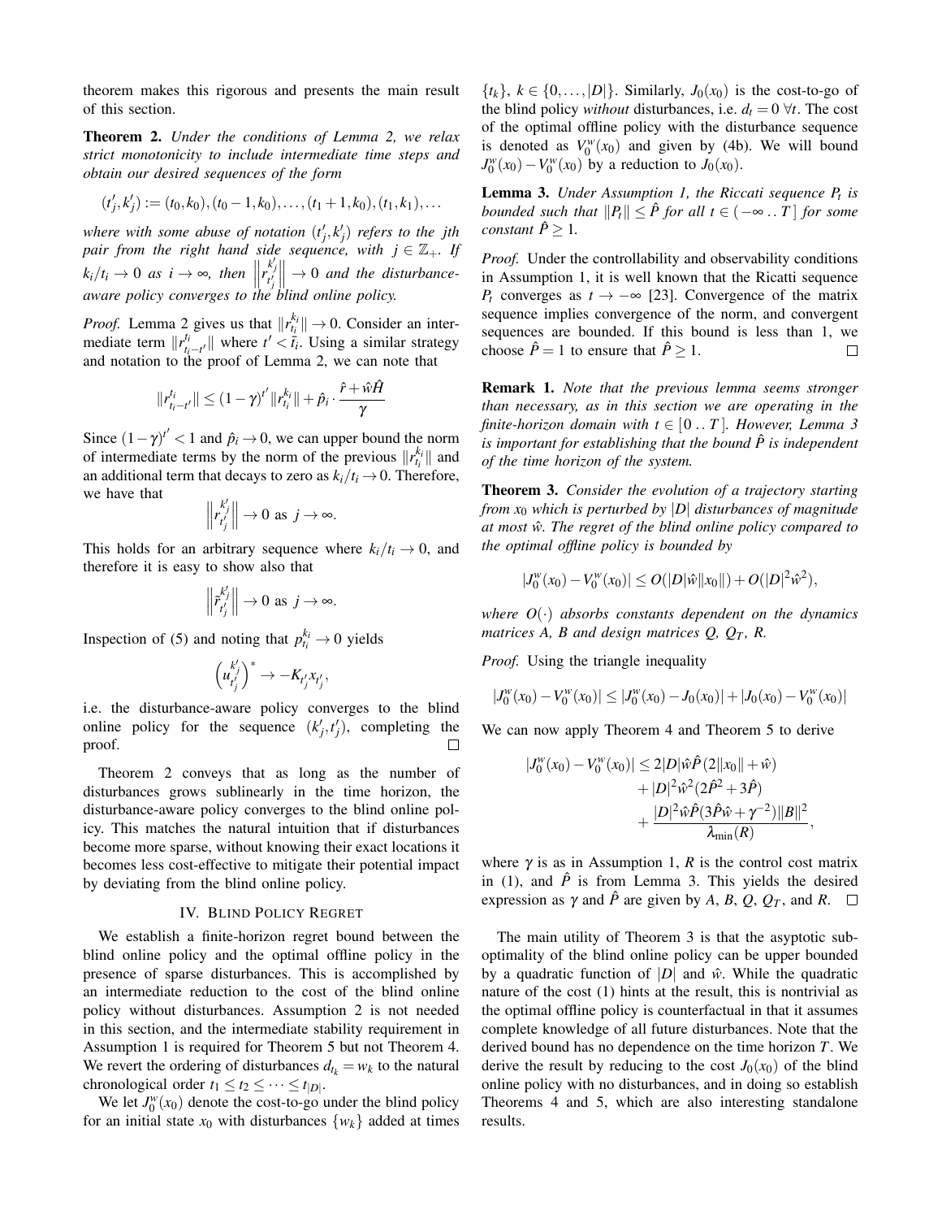theorem makes this rigorous and presents the main result of this section.

**Theorem 2.** *Under the conditions of Lemma 2, we relax strict monotonicity to include intermediate time steps and obtain our desired sequences of the form*

$$(t'_j, k'_j) := (t_0, k_0), (t_0 - 1, k_0), \ldots, (t_1 + 1, k_0), (t_1, k_1), \ldots$$

*where with some abuse of notation $(t'_j, k'_j)$ refers to the jth pair from the right hand side sequence, with $j \in \mathbb{Z}_+$. If $k_i/t_i \to 0$ as $i \to \infty$, then $\left\| r_{t'_j}^{k'_j} \right\| \to 0$ and the disturbance-aware policy converges to the blind online policy.*

*Proof.* Lemma 2 gives us that $\|r_{t_i}^{k_i}\| \to 0$. Consider an intermediate term $\|r_{t_i - t'}^{t_i}\|$ where $t' < \bar{t}_i$. Using a similar strategy and notation to the proof of Lemma 2, we can note that

$$\|r_{t_i - t'}^{t_i}\| \leq (1-\gamma)^{t'} \|r_{t_i}^{k_i}\| + \hat{p}_i \cdot \frac{\hat{r} + \hat{w}\hat{H}}{\gamma}$$

Since $(1-\gamma)^{t'} < 1$ and $\hat{p}_i \to 0$, we can upper bound the norm of intermediate terms by the norm of the previous $\|r_{t_i}^{k_i}\|$ and an additional term that decays to zero as $k_i/t_i \to 0$. Therefore, we have that

$$\left\| r_{t'_j}^{k'_j} \right\| \to 0 \text{ as } j \to \infty.$$

This holds for an arbitrary sequence where $k_i/t_i \to 0$, and therefore it is easy to show also that

$$\left\| \tilde{r}_{t'_j}^{k'_j} \right\| \to 0 \text{ as } j \to \infty.$$

Inspection of (5) and noting that $p_{t_i}^{k_i} \to 0$ yields

$$\left( u_{t'_j}^{k'_j} \right)^* \to -K_{t'_j} x_{t'_j},$$

i.e. the disturbance-aware policy converges to the blind online policy for the sequence $(k'_j, t'_j)$, completing the proof. □

Theorem 2 conveys that as long as the number of disturbances grows sublinearly in the time horizon, the disturbance-aware policy converges to the blind online policy. This matches the natural intuition that if disturbances become more sparse, without knowing their exact locations it becomes less cost-effective to mitigate their potential impact by deviating from the blind online policy.

## IV. Blind Policy Regret

We establish a finite-horizon regret bound between the blind online policy and the optimal offline policy in the presence of sparse disturbances. This is accomplished by an intermediate reduction to the cost of the blind online policy without disturbances. Assumption 2 is not needed in this section, and the intermediate stability requirement in Assumption 1 is required for Theorem 5 but not Theorem 4. We revert the ordering of disturbances $d_{t_k} = w_k$ to the natural chronological order $t_1 \leq t_2 \leq \cdots \leq t_{|D|}$.

We let $J_0^w(x_0)$ denote the cost-to-go under the blind policy for an initial state $x_0$ with disturbances $\{w_k\}$ added at times $\{t_k\}$, $k \in \{0, \ldots, |D|\}$. Similarly, $J_0(x_0)$ is the cost-to-go of the blind policy *without* disturbances, i.e. $d_t = 0 \ \forall t$. The cost of the optimal offline policy with the disturbance sequence is denoted as $V_0^w(x_0)$ and given by (4b). We will bound $J_0^w(x_0) - V_0^w(x_0)$ by a reduction to $J_0(x_0)$.

**Lemma 3.** *Under Assumption 1, the Riccati sequence $P_t$ is bounded such that $\|P_t\| \leq \hat{P}$ for all $t \in (-\infty \,..\, T\,]$ for some constant $\hat{P} \geq 1$.*

*Proof.* Under the controllability and observability conditions in Assumption 1, it is well known that the Riccati sequence $P_t$ converges as $t \to -\infty$ [23]. Convergence of the matrix sequence implies convergence of the norm, and convergent sequences are bounded. If this bound is less than 1, we choose $\hat{P} = 1$ to ensure that $\hat{P} \geq 1$. □

**Remark 1.** *Note that the previous lemma seems stronger than necessary, as in this section we are operating in the finite-horizon domain with $t \in [\,0 \,..\, T\,]$. However, Lemma 3 is important for establishing that the bound $\hat{P}$ is independent of the time horizon of the system.*

**Theorem 3.** *Consider the evolution of a trajectory starting from $x_0$ which is perturbed by $|D|$ disturbances of magnitude at most $\hat{w}$. The regret of the blind online policy compared to the optimal offline policy is bounded by*

$$|J_0^w(x_0) - V_0^w(x_0)| \leq O(|D|\hat{w}\|x_0\|) + O(|D|^2\hat{w}^2),$$

*where $O(\cdot)$ absorbs constants dependent on the dynamics matrices A, B and design matrices Q, $Q_T$, R.*

*Proof.* Using the triangle inequality

$$|J_0^w(x_0) - V_0^w(x_0)| \leq |J_0^w(x_0) - J_0(x_0)| + |J_0(x_0) - V_0^w(x_0)|$$

We can now apply Theorem 4 and Theorem 5 to derive

$$\begin{aligned}
|J_0^w(x_0) - V_0^w(x_0)| \leq\ & 2|D|\hat{w}\hat{P}(2\|x_0\| + \hat{w}) \\
& + |D|^2\hat{w}^2(2\hat{P}^2 + 3\hat{P}) \\
& + \frac{|D|^2\hat{w}\hat{P}(3\hat{P}\hat{w} + \gamma^{-2})\|B\|^2}{\lambda_{\min}(R)},
\end{aligned}$$

where $\gamma$ is as in Assumption 1, $R$ is the control cost matrix in (1), and $\hat{P}$ is from Lemma 3. This yields the desired expression as $\gamma$ and $\hat{P}$ are given by $A$, $B$, $Q$, $Q_T$, and $R$. □

The main utility of Theorem 3 is that the asyptotic suboptimality of the blind online policy can be upper bounded by a quadratic function of $|D|$ and $\hat{w}$. While the quadratic nature of the cost (1) hints at the result, this is nontrivial as the optimal offline policy is counterfactual in that it assumes complete knowledge of all future disturbances. Note that the derived bound has no dependence on the time horizon $T$. We derive the result by reducing to the cost $J_0(x_0)$ of the blind online policy with no disturbances, and in doing so establish Theorems 4 and 5, which are also interesting standalone results.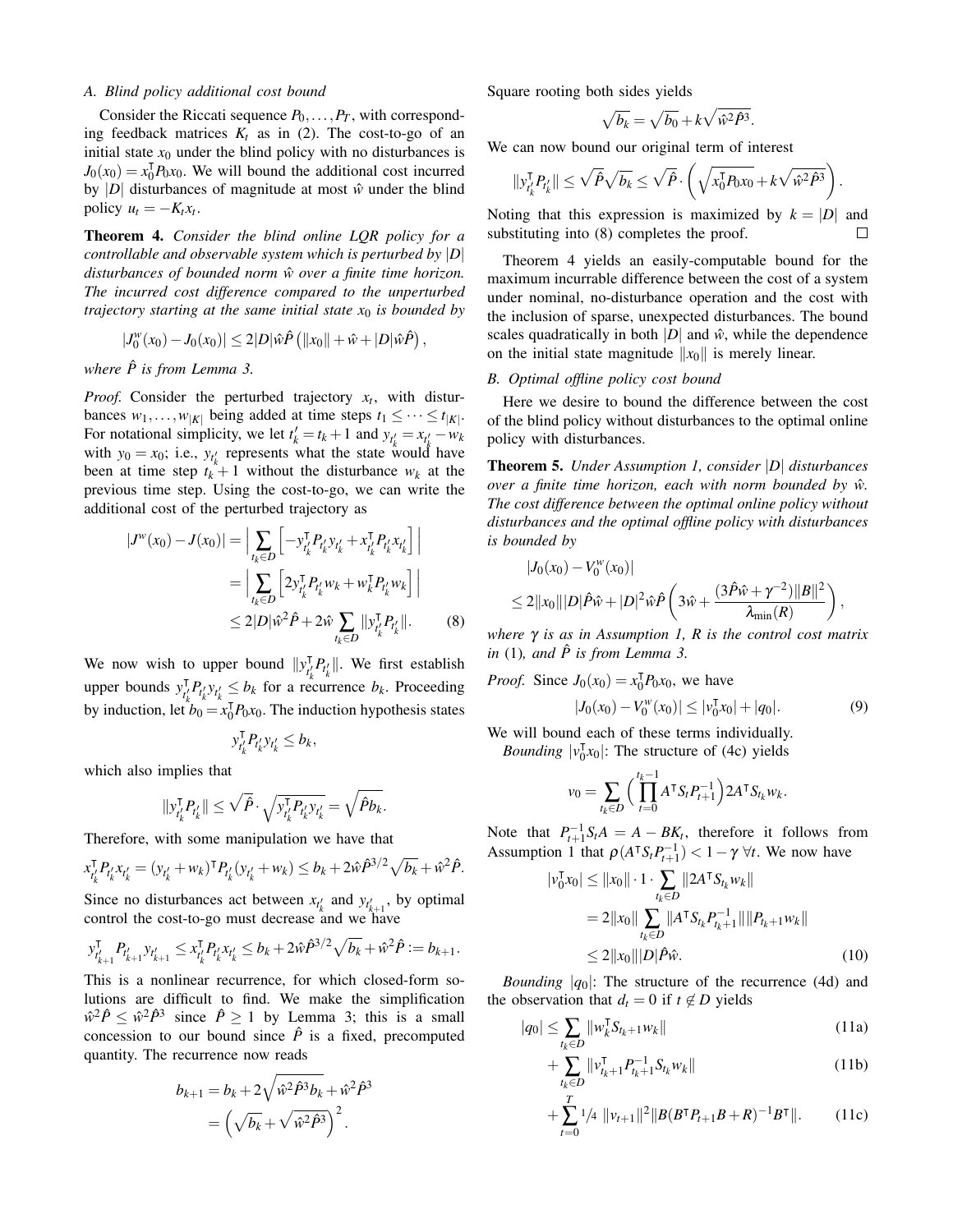### A. Blind policy additional cost bound

Consider the Riccati sequence $P_0,\dots,P_T$, with corresponding feedback matrices $K_t$ as in (2). The cost-to-go of an initial state $x_0$ under the blind policy with no disturbances is $J_0(x_0) = x_0^\intercal P_0 x_0$. We will bound the additional cost incurred by $|D|$ disturbances of magnitude at most $\hat{w}$ under the blind policy $u_t = -K_t x_t$.

**Theorem 4.** *Consider the blind online LQR policy for a controllable and observable system which is perturbed by $|D|$ disturbances of bounded norm $\hat{w}$ over a finite time horizon. The incurred cost difference compared to the unperturbed trajectory starting at the same initial state $x_0$ is bounded by*

$$|J_0^w(x_0) - J_0(x_0)| \le 2|D|\hat{w}\hat{P}\left(\|x_0\| + \hat{w} + |D|\hat{w}\hat{P}\right),$$

*where $\hat{P}$ is from Lemma 3.*

*Proof.* Consider the perturbed trajectory $x_t$, with disturbances $w_1,\dots,w_{|K|}$ being added at time steps $t_1 \le \cdots \le t_{|K|}$. For notational simplicity, we let $t_k' = t_k + 1$ and $y_{t_k'} = x_{t_k'} - w_k$ with $y_0 = x_0$; i.e., $y_{t_k'}$ represents what the state would have been at time step $t_k + 1$ without the disturbance $w_k$ at the previous time step. Using the cost-to-go, we can write the additional cost of the perturbed trajectory as

$$\begin{aligned}
|J^w(x_0) - J(x_0)| &= \Big| \sum_{t_k \in D} \Big[ -y_{t_k'}^\intercal P_{t_k'} y_{t_k'} + x_{t_k'}^\intercal P_{t_k'} x_{t_k'} \Big] \Big| \\
&= \Big| \sum_{t_k \in D} \Big[ 2 y_{t_k'}^\intercal P_{t_k'} w_k + w_k^\intercal P_{t_k'} w_k \Big] \Big| \\
&\le 2|D|\hat{w}^2\hat{P} + 2\hat{w} \sum_{t_k \in D} \|y_{t_k'}^\intercal P_{t_k'}\|. \qquad (8)
\end{aligned}$$

We now wish to upper bound $\|y_{t_k'}^\intercal P_{t_k'}\|$. We first establish upper bounds $y_{t_k'}^\intercal P_{t_k'} y_{t_k'} \le b_k$ for a recurrence $b_k$. Proceeding by induction, let $b_0 = x_0^\intercal P_0 x_0$. The induction hypothesis states

$$y_{t_k'}^\intercal P_{t_k'} y_{t_k'} \le b_k,$$

which also implies that

$$\|y_{t_k'}^\intercal P_{t_k'}\| \le \sqrt{\hat{P}} \cdot \sqrt{y_{t_k'}^\intercal P_{t_k'} y_{t_k'}} = \sqrt{\hat{P} b_k}.$$

Therefore, with some manipulation we have that

$$x_{t_k'}^\intercal P_{t_k'} x_{t_k'} = (y_{t_k'} + w_k)^\intercal P_{t_k'} (y_{t_k'} + w_k) \le b_k + 2\hat{w}\hat{P}^{3/2}\sqrt{b_k} + \hat{w}^2\hat{P}.$$

Since no disturbances act between $x_{t_k'}$ and $y_{t_{k+1}'}$, by optimal control the cost-to-go must decrease and we have

$$y_{t_{k+1}'}^\intercal P_{t_{k+1}'} y_{t_{k+1}'} \le x_{t_k'}^\intercal P_{t_k'} x_{t_k'} \le b_k + 2\hat{w}\hat{P}^{3/2}\sqrt{b_k} + \hat{w}^2\hat{P} := b_{k+1}.$$

This is a nonlinear recurrence, for which closed-form solutions are difficult to find. We make the simplification $\hat{w}^2\hat{P} \le \hat{w}^2\hat{P}^3$ since $\hat{P} \ge 1$ by Lemma 3; this is a small concession to our bound since $\hat{P}$ is a fixed, precomputed quantity. The recurrence now reads

$$\begin{aligned}
b_{k+1} &= b_k + 2\sqrt{\hat{w}^2\hat{P}^3 b_k} + \hat{w}^2\hat{P}^3 \\
&= \left(\sqrt{b_k} + \sqrt{\hat{w}^2\hat{P}^3}\right)^2.
\end{aligned}$$

Square rooting both sides yields

$$\sqrt{b_k} = \sqrt{b_0} + k\sqrt{\hat{w}^2\hat{P}^3}.$$

We can now bound our original term of interest

$$\|y_{t_k'}^\intercal P_{t_k'}\| \le \sqrt{\hat{P}}\sqrt{b_k} \le \sqrt{\hat{P}} \cdot \left(\sqrt{x_0^\intercal P_0 x_0} + k\sqrt{\hat{w}^2\hat{P}^3}\right).$$

Noting that this expression is maximized by $k = |D|$ and substituting into (8) completes the proof. $\square$

Theorem 4 yields an easily-computable bound for the maximum incurrable difference between the cost of a system under nominal, no-disturbance operation and the cost with the inclusion of sparse, unexpected disturbances. The bound scales quadratically in both $|D|$ and $\hat{w}$, while the dependence on the initial state magnitude $\|x_0\|$ is merely linear.

### B. Optimal offline policy cost bound

Here we desire to bound the difference between the cost of the blind policy without disturbances to the optimal online policy with disturbances.

**Theorem 5.** *Under Assumption 1, consider $|D|$ disturbances over a finite time horizon, each with norm bounded by $\hat{w}$. The cost difference between the optimal online policy without disturbances and the optimal offline policy with disturbances is bounded by*

$$\begin{aligned}
&|J_0(x_0) - V_0^w(x_0)| \\
&\le 2\|x_0\||D|\hat{P}\hat{w} + |D|^2\hat{w}\hat{P}\left(3\hat{w} + \frac{(3\hat{P}\hat{w} + \gamma^{-2})\|B\|^2}{\lambda_{\min}(R)}\right),
\end{aligned}$$

*where $\gamma$ is as in Assumption 1, $R$ is the control cost matrix in* (1)*, and $\hat{P}$ is from Lemma 3.*

*Proof.* Since $J_0(x_0) = x_0^\intercal P_0 x_0$, we have

$$|J_0(x_0) - V_0^w(x_0)| \le |v_0^\intercal x_0| + |q_0|. \qquad (9)$$

We will bound each of these terms individually.

*Bounding $|v_0^\intercal x_0|$:* The structure of (4c) yields

$$v_0 = \sum_{t_k \in D} \Big(\prod_{t=0}^{t_k - 1} A^\intercal S_t P_{t+1}^{-1}\Big) 2A^\intercal S_{t_k} w_k.$$

Note that $P_{t+1}^{-1} S_t A = A - BK_t$, therefore it follows from Assumption 1 that $\rho(A^\intercal S_t P_{t+1}^{-1}) < 1 - \gamma \ \forall t$. We now have

$$\begin{aligned}
|v_0^\intercal x_0| &\le \|x_0\| \cdot 1 \cdot \sum_{t_k \in D} \|2A^\intercal S_{t_k} w_k\| \\
&= 2\|x_0\| \sum_{t_k \in D} \|A^\intercal S_{t_k} P_{t_k+1}^{-1}\| \|P_{t_k+1} w_k\| \\
&\le 2\|x_0\||D|\hat{P}\hat{w}. \qquad (10)
\end{aligned}$$

*Bounding $|q_0|$:* The structure of the recurrence (4d) and the observation that $d_t = 0$ if $t \notin D$ yields

$$\begin{aligned}
|q_0| &\le \sum_{t_k \in D} \|w_k^\intercal S_{t_k+1} w_k\| && (11a)\\
&+ \sum_{t_k \in D} \|v_{t_k+1}^\intercal P_{t_k+1}^{-1} S_{t_k} w_k\| && (11b)\\
&+ \sum_{t=0}^{T} 1/4\ \|v_{t+1}\|^2 \|B(B^\intercal P_{t+1} B + R)^{-1} B^\intercal\|. && (11c)
\end{aligned}$$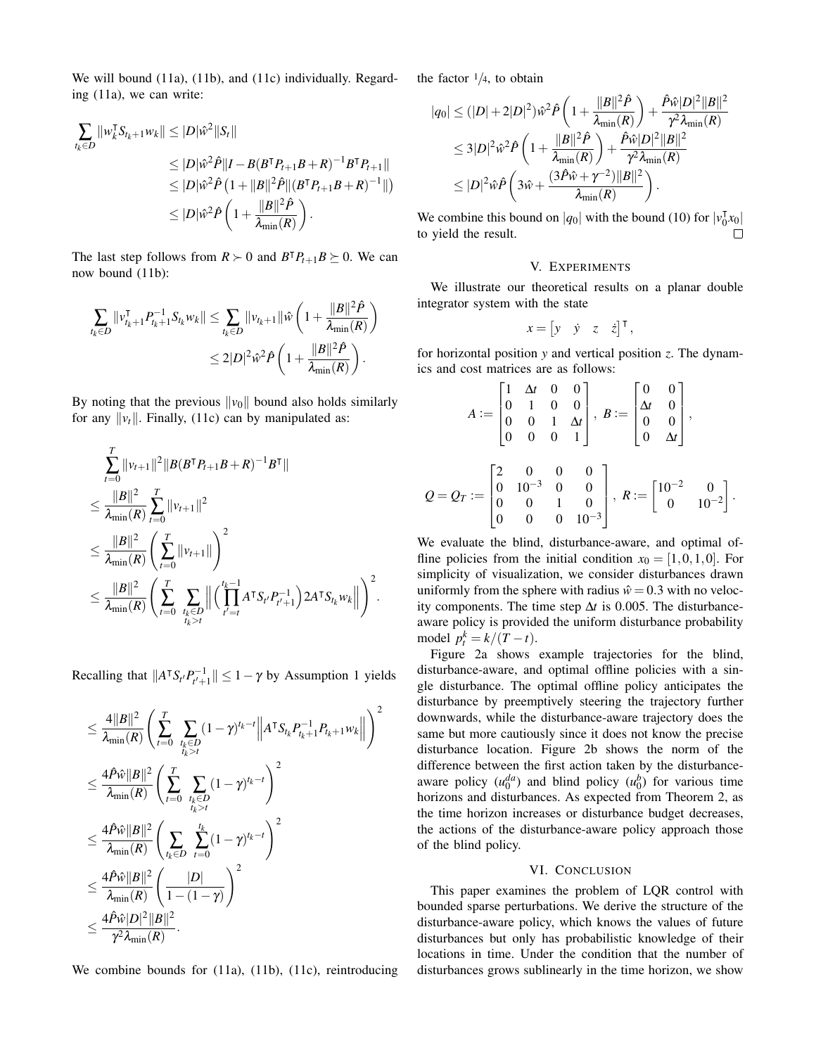We will bound (11a), (11b), and (11c) individually. Regarding (11a), we can write:

$$
\begin{aligned}
\sum_{t_k \in D} \|w_k^\mathsf{T} S_{t_k+1} w_k\| &\leq |D| \hat{w}^2 \|S_t\| \\
&\leq |D| \hat{w}^2 \hat{P} \|I - B(B^\mathsf{T} P_{t+1} B + R)^{-1} B^\mathsf{T} P_{t+1}\| \\
&\leq |D| \hat{w}^2 \hat{P} \left(1 + \|B\|^2 \hat{P} \|(B^\mathsf{T} P_{t+1} B + R)^{-1}\|\right) \\
&\leq |D| \hat{w}^2 \hat{P} \left(1 + \frac{\|B\|^2 \hat{P}}{\lambda_{\min}(R)}\right).
\end{aligned}
$$

The last step follows from $R \succ 0$ and $B^\mathsf{T} P_{t+1} B \succeq 0$. We can now bound (11b):

$$
\begin{aligned}
\sum_{t_k \in D} \|v_{t_k+1}^\mathsf{T} P_{t_k+1}^{-1} S_{t_k} w_k\| &\leq \sum_{t_k \in D} \|v_{t_k+1}\| \hat{w} \left(1 + \frac{\|B\|^2 \hat{P}}{\lambda_{\min}(R)}\right) \\
&\leq 2|D|^2 \hat{w}^2 \hat{P} \left(1 + \frac{\|B\|^2 \hat{P}}{\lambda_{\min}(R)}\right).
\end{aligned}
$$

By noting that the previous $\|v_0\|$ bound also holds similarly for any $\|v_t\|$. Finally, (11c) can by manipulated as:

$$
\begin{aligned}
&\sum_{t=0}^{T} \|v_{t+1}\|^2 \|B(B^\mathsf{T} P_{t+1} B + R)^{-1} B^\mathsf{T}\| \\
&\leq \frac{\|B\|^2}{\lambda_{\min}(R)} \sum_{t=0}^{T} \|v_{t+1}\|^2 \\
&\leq \frac{\|B\|^2}{\lambda_{\min}(R)} \left(\sum_{t=0}^{T} \|v_{t+1}\|\right)^2 \\
&\leq \frac{\|B\|^2}{\lambda_{\min}(R)} \left(\sum_{t=0}^{T} \sum_{\substack{t_k \in D \\ t_k > t}} \left\| \left(\prod_{t'=t}^{t_k-1} A^\mathsf{T} S_{t'} P_{t'+1}^{-1}\right) 2 A^\mathsf{T} S_{t_k} w_k \right\| \right)^2.
\end{aligned}
$$

Recalling that $\|A^\mathsf{T} S_{t'} P_{t'+1}^{-1}\| \leq 1 - \gamma$ by Assumption 1 yields

$$
\begin{aligned}
&\leq \frac{4\|B\|^2}{\lambda_{\min}(R)} \left(\sum_{t=0}^{T} \sum_{\substack{t_k \in D \\ t_k > t}} (1-\gamma)^{t_k - t} \left\| A^\mathsf{T} S_{t_k} P_{t_k+1}^{-1} P_{t_k+1} w_k \right\| \right)^2 \\
&\leq \frac{4\hat{P}\hat{w}\|B\|^2}{\lambda_{\min}(R)} \left(\sum_{t=0}^{T} \sum_{\substack{t_k \in D \\ t_k > t}} (1-\gamma)^{t_k - t}\right)^2 \\
&\leq \frac{4\hat{P}\hat{w}\|B\|^2}{\lambda_{\min}(R)} \left(\sum_{t_k \in D} \sum_{t=0}^{t_k} (1-\gamma)^{t_k - t}\right)^2 \\
&\leq \frac{4\hat{P}\hat{w}\|B\|^2}{\lambda_{\min}(R)} \left(\frac{|D|}{1-(1-\gamma)}\right)^2 \\
&\leq \frac{4\hat{P}\hat{w}|D|^2\|B\|^2}{\gamma^2 \lambda_{\min}(R)}.
\end{aligned}
$$

We combine bounds for (11a), (11b), (11c), reintroducing the factor $1/4$, to obtain

$$
\begin{aligned}
|q_0| &\leq (|D| + 2|D|^2) \hat{w}^2 \hat{P} \left(1 + \frac{\|B\|^2 \hat{P}}{\lambda_{\min}(R)}\right) + \frac{\hat{P}\hat{w}|D|^2\|B\|^2}{\gamma^2 \lambda_{\min}(R)} \\
&\leq 3|D|^2 \hat{w}^2 \hat{P} \left(1 + \frac{\|B\|^2 \hat{P}}{\lambda_{\min}(R)}\right) + \frac{\hat{P}\hat{w}|D|^2\|B\|^2}{\gamma^2 \lambda_{\min}(R)} \\
&\leq |D|^2 \hat{w} \hat{P} \left(3\hat{w} + \frac{(3\hat{P}\hat{w} + \gamma^{-2})\|B\|^2}{\lambda_{\min}(R)}\right).
\end{aligned}
$$

We combine this bound on $|q_0|$ with the bound (10) for $|v_0^\mathsf{T} x_0|$ to yield the result. $\square$

## V. Experiments

We illustrate our theoretical results on a planar double integrator system with the state

$$
x = \begin{bmatrix} y & \dot{y} & z & \dot{z} \end{bmatrix}^\mathsf{T},
$$

for horizontal position $y$ and vertical position $z$. The dynamics and cost matrices are as follows:

$$
A := \begin{bmatrix} 1 & \Delta t & 0 & 0 \\ 0 & 1 & 0 & 0 \\ 0 & 0 & 1 & \Delta t \\ 0 & 0 & 0 & 1 \end{bmatrix}, \ B := \begin{bmatrix} 0 & 0 \\ \Delta t & 0 \\ 0 & 0 \\ 0 & \Delta t \end{bmatrix},
$$

$$
Q = Q_T := \begin{bmatrix} 2 & 0 & 0 & 0 \\ 0 & 10^{-3} & 0 & 0 \\ 0 & 0 & 1 & 0 \\ 0 & 0 & 0 & 10^{-3} \end{bmatrix}, \ R := \begin{bmatrix} 10^{-2} & 0 \\ 0 & 10^{-2} \end{bmatrix}.
$$

We evaluate the blind, disturbance-aware, and optimal offline policies from the initial condition $x_0 = [1, 0, 1, 0]$. For simplicity of visualization, we consider disturbances drawn uniformly from the sphere with radius $\hat{w} = 0.3$ with no velocity components. The time step $\Delta t$ is 0.005. The disturbance-aware policy is provided the uniform disturbance probability model $p_t^k = k/(T-t)$.

Figure 2a shows example trajectories for the blind, disturbance-aware, and optimal offline policies with a single disturbance. The optimal offline policy anticipates the disturbance by preemptively steering the trajectory further downwards, while the disturbance-aware trajectory does the same but more cautiously since it does not know the precise disturbance location. Figure 2b shows the norm of the difference between the first action taken by the disturbance-aware policy ($u_0^{da}$) and blind policy ($u_0^{b}$) for various time horizons and disturbances. As expected from Theorem 2, as the time horizon increases or disturbance budget decreases, the actions of the disturbance-aware policy approach those of the blind policy.

## VI. Conclusion

This paper examines the problem of LQR control with bounded sparse perturbations. We derive the structure of the disturbance-aware policy, which knows the values of future disturbances but only has probabilistic knowledge of their locations in time. Under the condition that the number of disturbances grows sublinearly in the time horizon, we show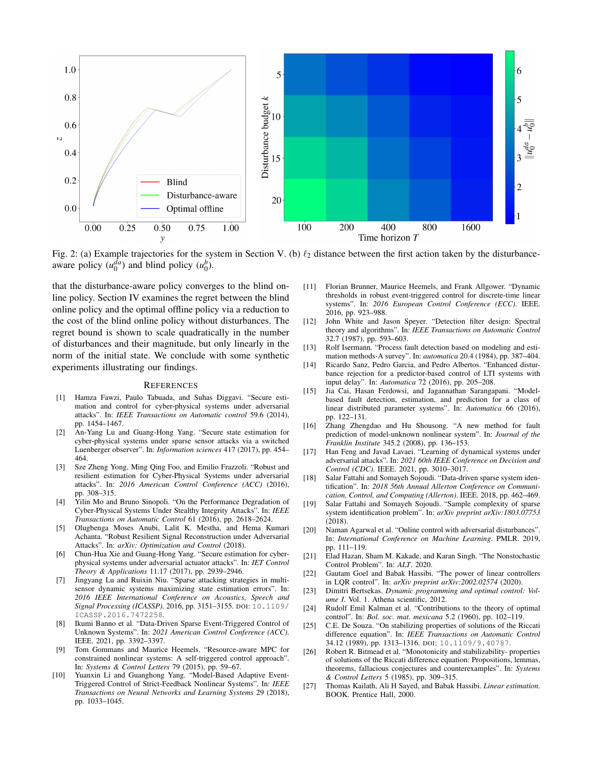1.0
0.8
0.6
0.4
0.2
0.0
$z$
0.00 0.25 0.50 0.75 1.00
$y$
Blind
Disturbance-aware
Optimal offline

Disturbance budget $k$
5
10
15
20
100 200 400 800 1600
Time horizon $T$
$\|u_0^{da} - u_0^b\|$
6
5
4
3
2
1

Fig. 2: (a) Example trajectories for the system in Section V. (b) $\ell_2$ distance between the first action taken by the disturbance-aware policy ($u_0^{da}$) and blind policy ($u_0^b$).

that the disturbance-aware policy converges to the blind online policy. Section IV examines the regret between the blind online policy and the optimal offline policy via a reduction to the cost of the blind online policy without disturbances. The regret bound is shown to scale quadratically in the number of disturbances and their magnitude, but only linearly in the norm of the initial state. We conclude with some synthetic experiments illustrating our findings.

## References

[1] Hamza Fawzi, Paulo Tabuada, and Suhas Diggavi. "Secure estimation and control for cyber-physical systems under adversarial attacks". In: *IEEE Transactions on Automatic control* 59.6 (2014), pp. 1454–1467.

[2] An-Yang Lu and Guang-Hong Yang. "Secure state estimation for cyber-physical systems under sparse sensor attacks via a switched Luenberger observer". In: *Information sciences* 417 (2017), pp. 454–464.

[3] Sze Zheng Yong, Ming Qing Foo, and Emilio Frazzoli. "Robust and resilient estimation for Cyber-Physical Systems under adversarial attacks". In: *2016 American Control Conference (ACC)* (2016), pp. 308–315.

[4] Yilin Mo and Bruno Sinopoli. "On the Performance Degradation of Cyber-Physical Systems Under Stealthy Integrity Attacks". In: *IEEE Transactions on Automatic Control* 61 (2016), pp. 2618–2624.

[5] Olugbenga Moses Anubi, Lalit K. Mestha, and Hema Kumari Achanta. "Robust Resilient Signal Reconstruction under Adversarial Attacks". In: *arXiv: Optimization and Control* (2018).

[6] Chun-Hua Xie and Guang-Hong Yang. "Secure estimation for cyber-physical systems under adversarial actuator attacks". In: *IET Control Theory & Applications* 11.17 (2017), pp. 2939–2946.

[7] Jingyang Lu and Ruixin Niu. "Sparse attacking strategies in multi-sensor dynamic systems maximizing state estimation errors". In: *2016 IEEE International Conference on Acoustics, Speech and Signal Processing (ICASSP)*. 2016, pp. 3151–3155. DOI: 10.1109/ICASSP.2016.7472258.

[8] Ikumi Banno et al. "Data-Driven Sparse Event-Triggered Control of Unknown Systems". In: *2021 American Control Conference (ACC)*. IEEE. 2021, pp. 3392–3397.

[9] Tom Gommans and Maurice Heemels. "Resource-aware MPC for constrained nonlinear systems: A self-triggered control approach". In: *Systems & Control Letters* 79 (2015), pp. 59–67.

[10] Yuanxin Li and Guanghong Yang. "Model-Based Adaptive Event-Triggered Control of Strict-Feedback Nonlinear Systems". In: *IEEE Transactions on Neural Networks and Learning Systems* 29 (2018), pp. 1033–1045.

[11] Florian Brunner, Maurice Heemels, and Frank Allgower. "Dynamic thresholds in robust event-triggered control for discrete-time linear systems". In: *2016 European Control Conference (ECC)*. IEEE. 2016, pp. 923–988.

[12] John White and Jason Speyer. "Detection filter design: Spectral theory and algorithms". In: *IEEE Transactions on Automatic Control* 32.7 (1987), pp. 593–603.

[13] Rolf Isermann. "Process fault detection based on modeling and estimation methods-A survey". In: *automatica* 20.4 (1984), pp. 387–404.

[14] Ricardo Sanz, Pedro Garcia, and Pedro Albertos. "Enhanced disturbance rejection for a predictor-based control of LTI systems with input delay". In: *Automatica* 72 (2016), pp. 205–208.

[15] Jia Cai, Hasan Ferdowsi, and Jagannathan Sarangapani. "Model-based fault detection, estimation, and prediction for a class of linear distributed parameter systems". In: *Automatica* 66 (2016), pp. 122–131.

[16] Zhang Zhengdao and Hu Shousong. "A new method for fault prediction of model-unknown nonlinear system". In: *Journal of the Franklin Institute* 345.2 (2008), pp. 136–153.

[17] Han Feng and Javad Lavaei. "Learning of dynamical systems under adversarial attacks". In: *2021 60th IEEE Conference on Decision and Control (CDC)*. IEEE. 2021, pp. 3010–3017.

[18] Salar Fattahi and Somayeh Sojoudi. "Data-driven sparse system identification". In: *2018 56th Annual Allerton Conference on Communication, Control, and Computing (Allerton)*. IEEE. 2018, pp. 462–469.

[19] Salar Fattahi and Somayeh Sojoudi. "Sample complexity of sparse system identification problem". In: *arXiv preprint arXiv:1803.07753* (2018).

[20] Naman Agarwal et al. "Online control with adversarial disturbances". In: *International Conference on Machine Learning*. PMLR. 2019, pp. 111–119.

[21] Elad Hazan, Sham M. Kakade, and Karan Singh. "The Nonstochastic Control Problem". In: *ALT*. 2020.

[22] Gautam Goel and Babak Hassibi. "The power of linear controllers in LQR control". In: *arXiv preprint arXiv:2002.02574* (2020).

[23] Dimitri Bertsekas. *Dynamic programming and optimal control: Volume I*. Vol. 1. Athena scientific, 2012.

[24] Rudolf Emil Kalman et al. "Contributions to the theory of optimal control". In: *Bol. soc. mat. mexicana* 5.2 (1960), pp. 102–119.

[25] C.E. De Souza. "On stabilizing properties of solutions of the Riccati difference equation". In: *IEEE Transactions on Automatic Control* 34.12 (1989), pp. 1313–1316. DOI: 10.1109/9.40787.

[26] Robert R. Bitmead et al. "Monotonicity and stabilizability- properties of solutions of the Riccati difference equation: Propositions, lemmas, theorems, fallacious conjectures and counterexamples". In: *Systems & Control Letters* 5 (1985), pp. 309–315.

[27] Thomas Kailath, Ali H Sayed, and Babak Hassibi. *Linear estimation*. BOOK. Prentice Hall, 2000.